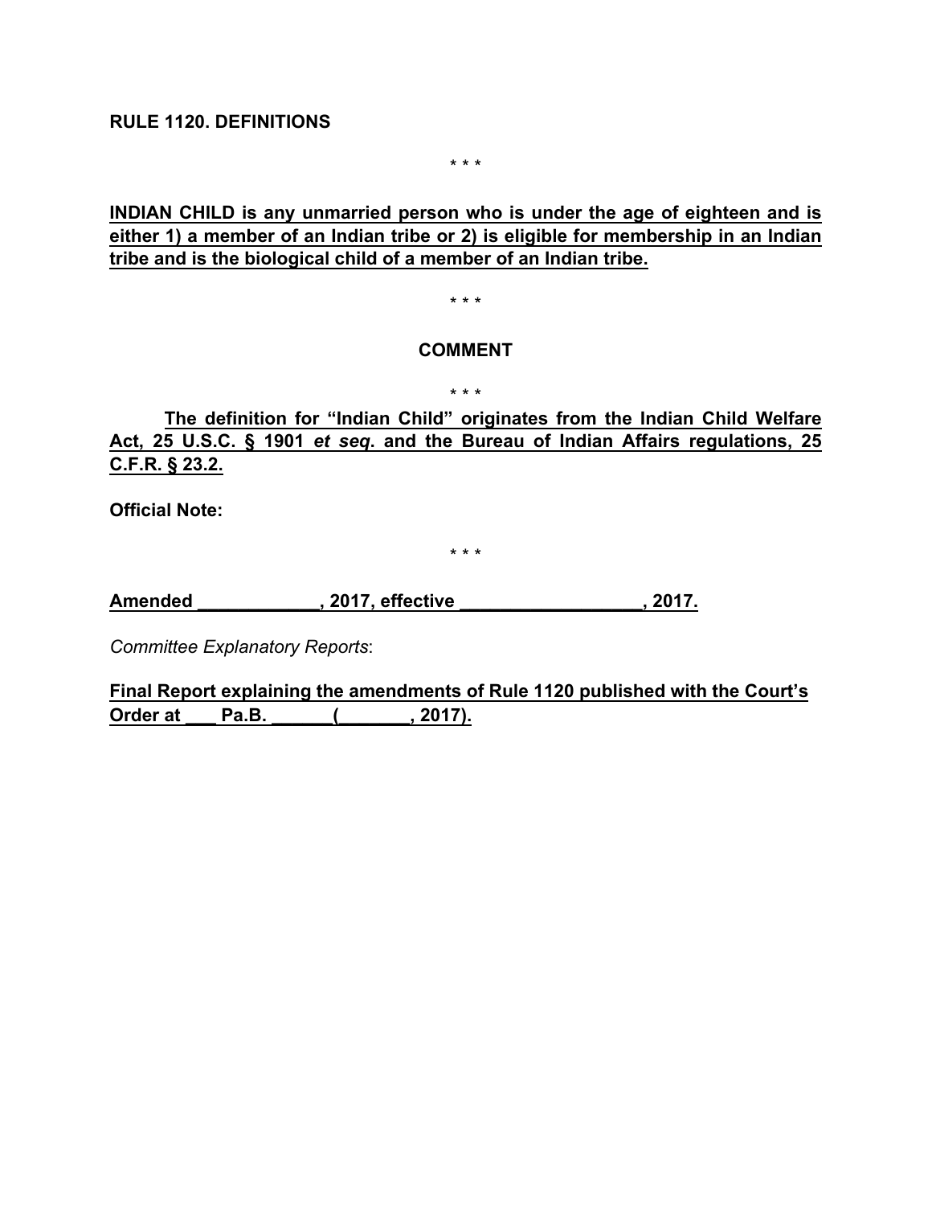**RULE 1120. DEFINITIONS**

\* \* \*

**INDIAN CHILD is any unmarried person who is under the age of eighteen and is either 1) a member of an Indian tribe or 2) is eligible for membership in an Indian tribe and is the biological child of a member of an Indian tribe.**

\* \* \*

**COMMENT**

\* \* \*

**The definition for "Indian Child" originates from the Indian Child Welfare Act, 25 U.S.C. § 1901 *et seq*. and the Bureau of Indian Affairs regulations, 25 C.F.R. § 23.2.**

**Official Note:**

\* \* \*

**Amended \_\_\_\_\_\_\_\_\_\_\_\_, 2017, effective \_\_\_\_\_\_\_\_\_\_\_\_\_\_\_\_\_\_, 2017.**

*Committee Explanatory Reports*:

**Final Report explaining the amendments of Rule 1120 published with the Court's Order at \_\_\_ Pa.B. \_\_\_\_\_\_(\_\_\_\_\_\_\_, 2017).**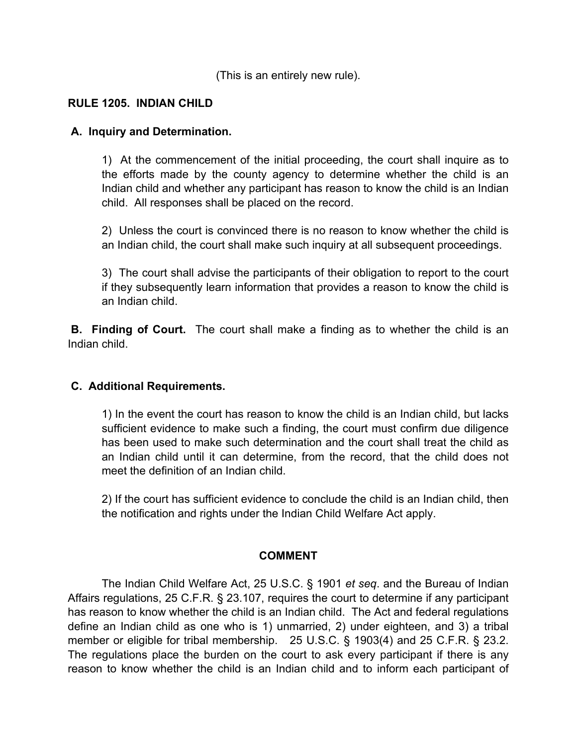(This is an entirely new rule).

**RULE 1205. INDIAN CHILD**

**A. Inquiry and Determination.**

1) At the commencement of the initial proceeding, the court shall inquire as to the efforts made by the county agency to determine whether the child is an Indian child and whether any participant has reason to know the child is an Indian child. All responses shall be placed on the record.

2) Unless the court is convinced there is no reason to know whether the child is an Indian child, the court shall make such inquiry at all subsequent proceedings.

3) The court shall advise the participants of their obligation to report to the court if they subsequently learn information that provides a reason to know the child is an Indian child.

**B. Finding of Court.** The court shall make a finding as to whether the child is an Indian child.

**C. Additional Requirements.**

1) In the event the court has reason to know the child is an Indian child, but lacks sufficient evidence to make such a finding, the court must confirm due diligence has been used to make such determination and the court shall treat the child as an Indian child until it can determine, from the record, that the child does not meet the definition of an Indian child.

2) If the court has sufficient evidence to conclude the child is an Indian child, then the notification and rights under the Indian Child Welfare Act apply.

**COMMENT**

The Indian Child Welfare Act, 25 U.S.C. § 1901 *et seq*. and the Bureau of Indian Affairs regulations, 25 C.F.R. § 23.107, requires the court to determine if any participant has reason to know whether the child is an Indian child. The Act and federal regulations define an Indian child as one who is 1) unmarried, 2) under eighteen, and 3) a tribal member or eligible for tribal membership. 25 U.S.C. § 1903(4) and 25 C.F.R. § 23.2. The regulations place the burden on the court to ask every participant if there is any reason to know whether the child is an Indian child and to inform each participant of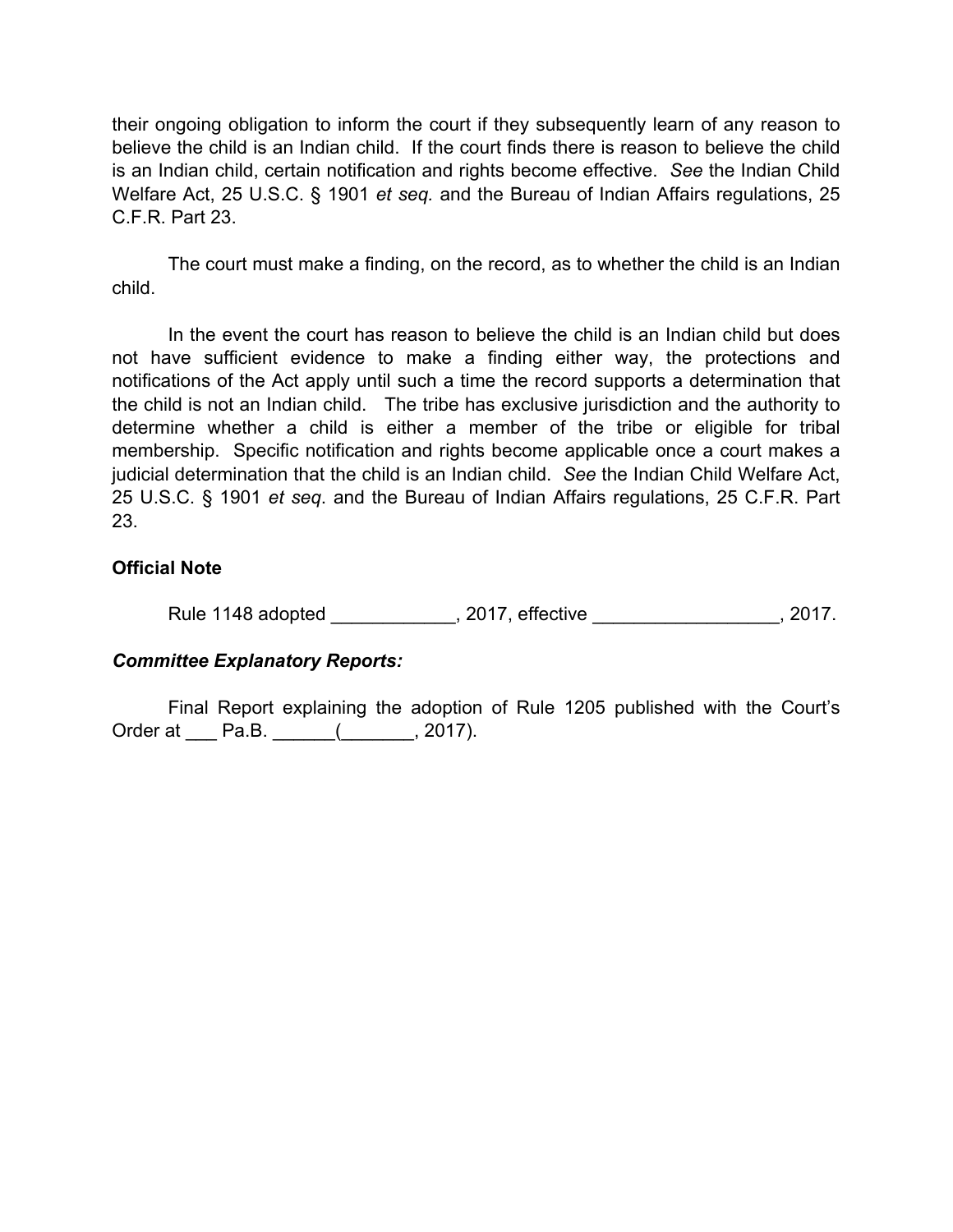their ongoing obligation to inform the court if they subsequently learn of any reason to believe the child is an Indian child. If the court finds there is reason to believe the child is an Indian child, certain notification and rights become effective. *See* the Indian Child Welfare Act, 25 U.S.C. § 1901 *et seq.* and the Bureau of Indian Affairs regulations, 25 C.F.R. Part 23.

The court must make a finding, on the record, as to whether the child is an Indian child.

In the event the court has reason to believe the child is an Indian child but does not have sufficient evidence to make a finding either way, the protections and notifications of the Act apply until such a time the record supports a determination that the child is not an Indian child. The tribe has exclusive jurisdiction and the authority to determine whether a child is either a member of the tribe or eligible for tribal membership. Specific notification and rights become applicable once a court makes a judicial determination that the child is an Indian child. *See* the Indian Child Welfare Act, 25 U.S.C. § 1901 *et seq*. and the Bureau of Indian Affairs regulations, 25 C.F.R. Part 23.

**Official Note**

Rule 1148 adopted ____________, 2017, effective __________________, 2017.

***Committee Explanatory Reports:***

Final Report explaining the adoption of Rule 1205 published with the Court's Order at ___ Pa.B. ______(_______, 2017).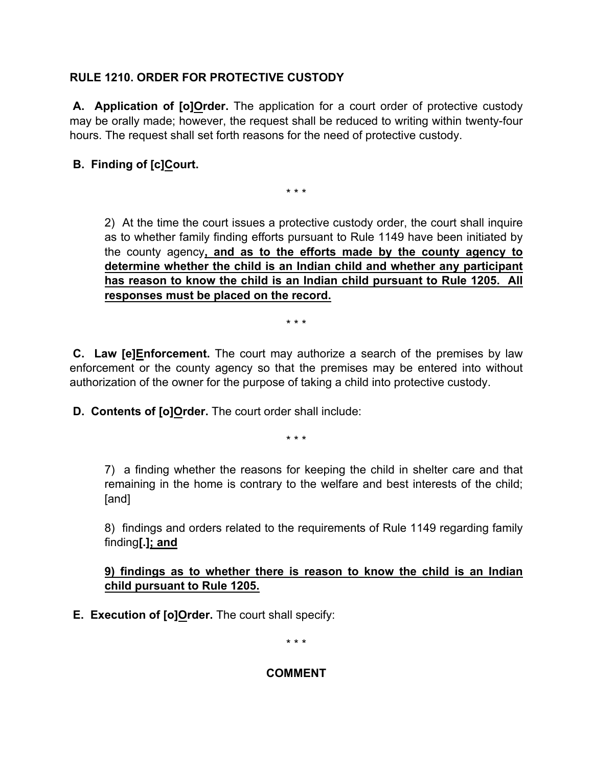**RULE 1210. ORDER FOR PROTECTIVE CUSTODY**

**A. Application of [o]<u>O</u>rder.** The application for a court order of protective custody may be orally made; however, the request shall be reduced to writing within twenty-four hours. The request shall set forth reasons for the need of protective custody.

**B. Finding of [c]<u>C</u>ourt.**

\* \* \*

2) At the time the court issues a protective custody order, the court shall inquire as to whether family finding efforts pursuant to Rule 1149 have been initiated by the county agency**<u>, and as to the efforts made by the county agency to determine whether the child is an Indian child and whether any participant has reason to know the child is an Indian child pursuant to Rule 1205. All responses must be placed on the record.</u>**

\* \* \*

**C. Law [e]<u>E</u>nforcement.** The court may authorize a search of the premises by law enforcement or the county agency so that the premises may be entered into without authorization of the owner for the purpose of taking a child into protective custody.

**D. Contents of [o]<u>O</u>rder.** The court order shall include:

\* \* \*

7) a finding whether the reasons for keeping the child in shelter care and that remaining in the home is contrary to the welfare and best interests of the child; [and]

8) findings and orders related to the requirements of Rule 1149 regarding family finding**[.]<u>; and</u>**

**<u>9) findings as to whether there is reason to know the child is an Indian child pursuant to Rule 1205.</u>**

**E. Execution of [o]<u>O</u>rder.** The court shall specify:

\* \* \*

**COMMENT**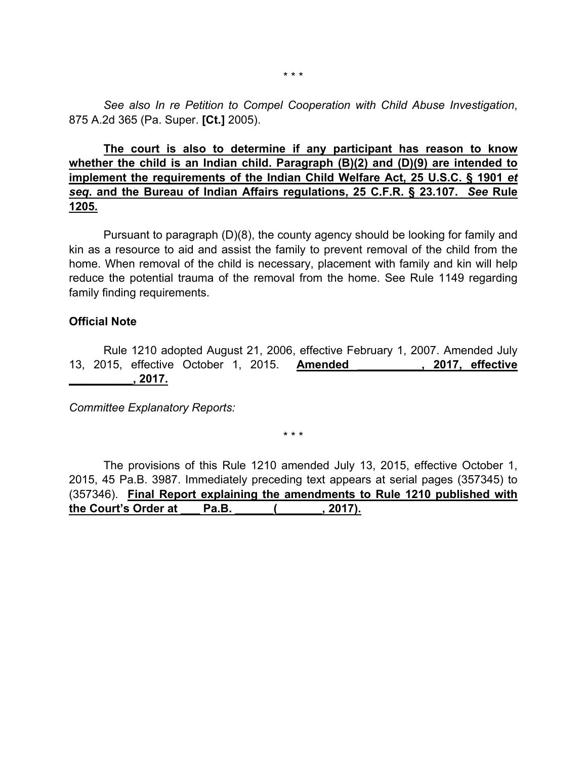\* \* \*

*See also In re Petition to Compel Cooperation with Child Abuse Investigation*, 875 A.2d 365 (Pa. Super. **[Ct.]** 2005).

<u>**The court is also to determine if any participant has reason to know whether the child is an Indian child. Paragraph (B)(2) and (D)(9) are intended to implement the requirements of the Indian Child Welfare Act, 25 U.S.C. § 1901 *et seq*. and the Bureau of Indian Affairs regulations, 25 C.F.R. § 23.107. *See* Rule 1205.**</u>

Pursuant to paragraph (D)(8), the county agency should be looking for family and kin as a resource to aid and assist the family to prevent removal of the child from the home. When removal of the child is necessary, placement with family and kin will help reduce the potential trauma of the removal from the home. See Rule 1149 regarding family finding requirements.

**Official Note**

Rule 1210 adopted August 21, 2006, effective February 1, 2007. Amended July 13, 2015, effective October 1, 2015. <u>**Amended \_\_\_\_\_\_\_\_\_\_, 2017, effective \_\_\_\_\_\_\_\_\_\_, 2017.**</u>

*Committee Explanatory Reports:*

\* \* \*

The provisions of this Rule 1210 amended July 13, 2015, effective October 1, 2015, 45 Pa.B. 3987. Immediately preceding text appears at serial pages (357345) to (357346). <u>**Final Report explaining the amendments to Rule 1210 published with the Court's Order at \_\_\_ Pa.B. \_\_\_\_\_\_(\_\_\_\_\_\_\_, 2017).**</u>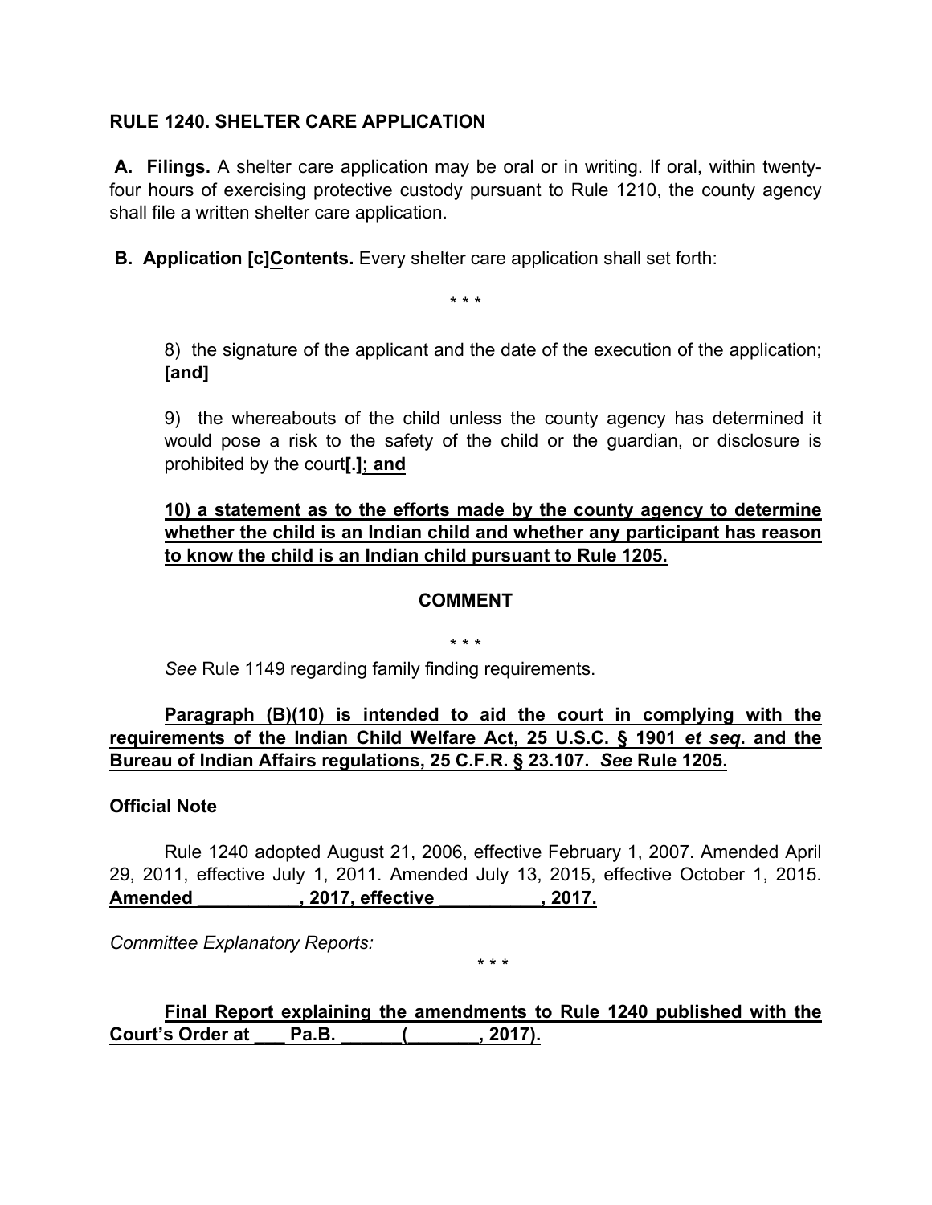**RULE 1240. SHELTER CARE APPLICATION**

**A. Filings.** A shelter care application may be oral or in writing. If oral, within twenty-four hours of exercising protective custody pursuant to Rule 1210, the county agency shall file a written shelter care application.

**B. Application [c]<u>C</u>ontents.** Every shelter care application shall set forth:

\* \* \*

8) the signature of the applicant and the date of the execution of the application; **[and]**

9) the whereabouts of the child unless the county agency has determined it would pose a risk to the safety of the child or the guardian, or disclosure is prohibited by the court**[.]<u>; and</u>**

**<u>10) a statement as to the efforts made by the county agency to determine whether the child is an Indian child and whether any participant has reason to know the child is an Indian child pursuant to Rule 1205.</u>**

**COMMENT**

\* \* \*

*See* Rule 1149 regarding family finding requirements.

**<u>Paragraph (B)(10) is intended to aid the court in complying with the requirements of the Indian Child Welfare Act, 25 U.S.C. § 1901 *et seq*. and the Bureau of Indian Affairs regulations, 25 C.F.R. § 23.107. *See* Rule 1205.</u>**

**Official Note**

Rule 1240 adopted August 21, 2006, effective February 1, 2007. Amended April 29, 2011, effective July 1, 2011. Amended July 13, 2015, effective October 1, 2015. **<u>Amended __________, 2017, effective __________, 2017.</u>**

*Committee Explanatory Reports:*

\* \* \*

**<u>Final Report explaining the amendments to Rule 1240 published with the Court's Order at ___ Pa.B. ______(_______, 2017).</u>**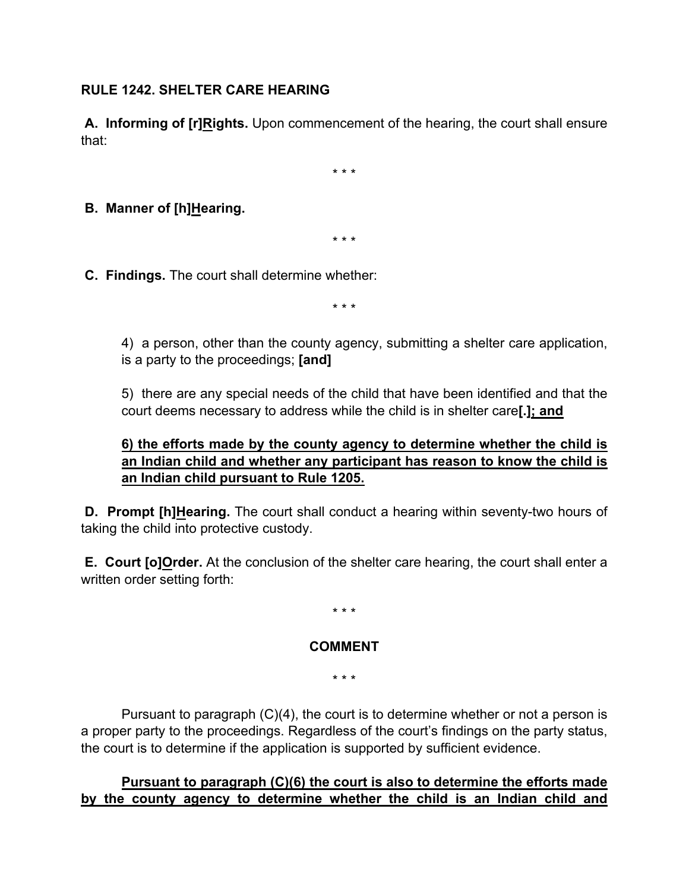**RULE 1242. SHELTER CARE HEARING**

**A. Informing of [r]<u>R</u>ights.** Upon commencement of the hearing, the court shall ensure that:

\* \* \*

**B. Manner of [h]<u>H</u>earing.**

\* \* \*

**C. Findings.** The court shall determine whether:

\* \* \*

4) a person, other than the county agency, submitting a shelter care application, is a party to the proceedings; **[and]**

5) there are any special needs of the child that have been identified and that the court deems necessary to address while the child is in shelter care**[.]<u>; and</u>**

**<u>6) the efforts made by the county agency to determine whether the child is an Indian child and whether any participant has reason to know the child is an Indian child pursuant to Rule 1205.</u>**

**D. Prompt [h]<u>H</u>earing.** The court shall conduct a hearing within seventy-two hours of taking the child into protective custody.

**E. Court [o]<u>O</u>rder.** At the conclusion of the shelter care hearing, the court shall enter a written order setting forth:

\* \* \*

**COMMENT**

\* \* \*

Pursuant to paragraph (C)(4), the court is to determine whether or not a person is a proper party to the proceedings. Regardless of the court's findings on the party status, the court is to determine if the application is supported by sufficient evidence.

**<u>Pursuant to paragraph (C)(6) the court is also to determine the efforts made by the county agency to determine whether the child is an Indian child and</u>**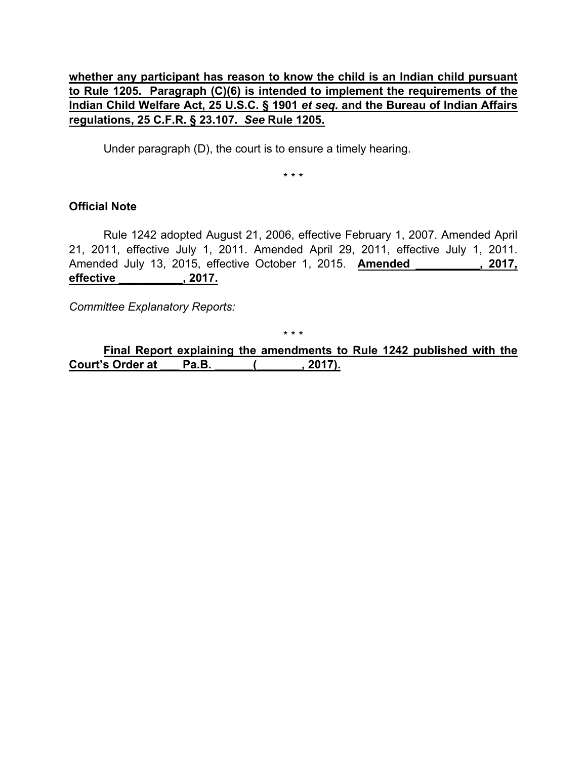**whether any participant has reason to know the child is an Indian child pursuant to Rule 1205. Paragraph (C)(6) is intended to implement the requirements of the Indian Child Welfare Act, 25 U.S.C. § 1901 *et seq*. and the Bureau of Indian Affairs regulations, 25 C.F.R. § 23.107. *See* Rule 1205.**

Under paragraph (D), the court is to ensure a timely hearing.

\* \* \*

**Official Note**

Rule 1242 adopted August 21, 2006, effective February 1, 2007. Amended April 21, 2011, effective July 1, 2011. Amended April 29, 2011, effective July 1, 2011. Amended July 13, 2015, effective October 1, 2015. **Amended __________, 2017, effective __________, 2017.**

*Committee Explanatory Reports:*

\* \* \*

**Final Report explaining the amendments to Rule 1242 published with the Court's Order at ___ Pa.B. ______(_______, 2017).**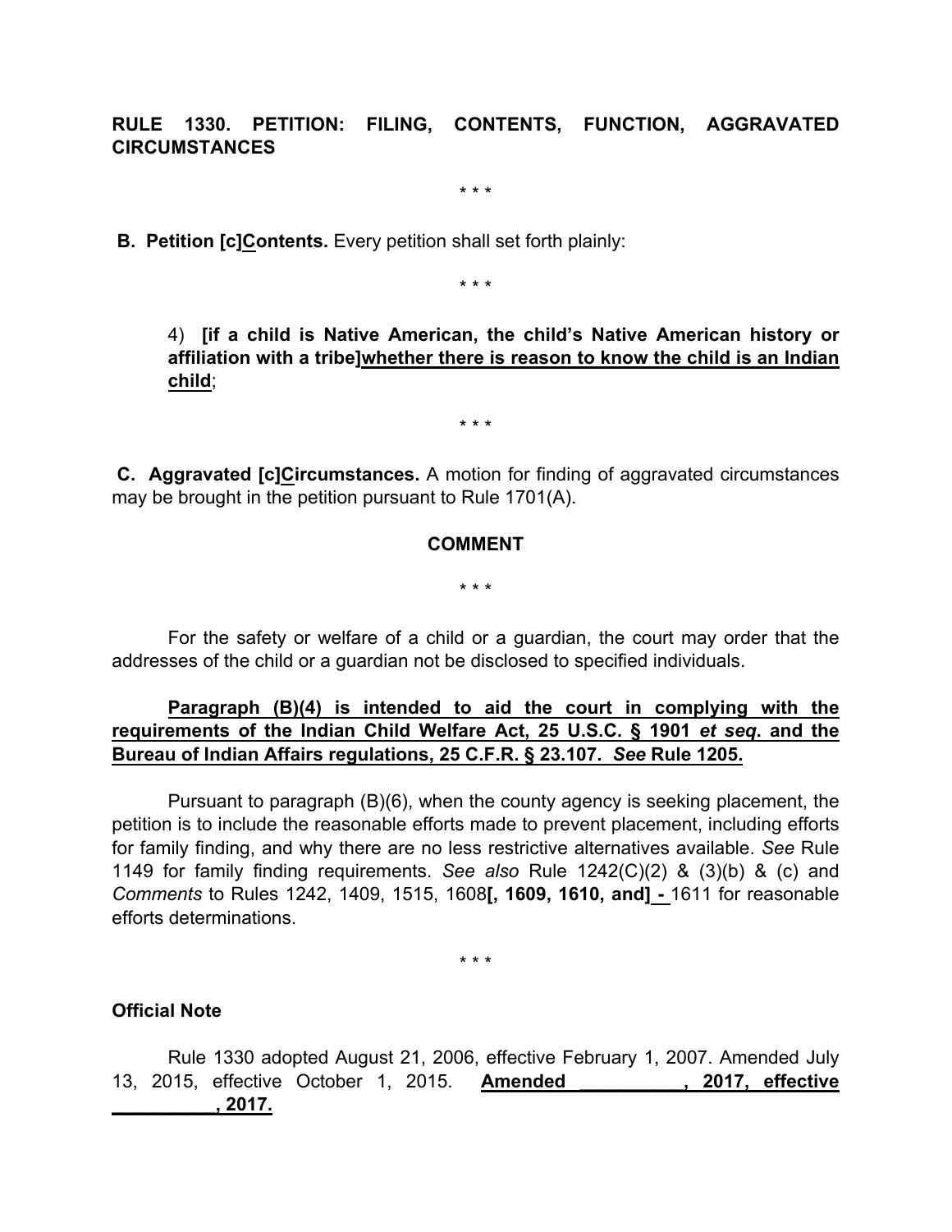**RULE 1330. PETITION: FILING, CONTENTS, FUNCTION, AGGRAVATED CIRCUMSTANCES**

\* \* \*

**B. Petition [c]<u>C</u>ontents.** Every petition shall set forth plainly:

\* \* \*

4) **[if a child is Native American, the child's Native American history or affiliation with a tribe]<u>whether there is reason to know the child is an Indian child</u>**;

\* \* \*

**C. Aggravated [c]<u>C</u>ircumstances.** A motion for finding of aggravated circumstances may be brought in the petition pursuant to Rule 1701(A).

**COMMENT**

\* \* \*

For the safety or welfare of a child or a guardian, the court may order that the addresses of the child or a guardian not be disclosed to specified individuals.

**<u>Paragraph (B)(4) is intended to aid the court in complying with the requirements of the Indian Child Welfare Act, 25 U.S.C. § 1901 *et seq*. and the Bureau of Indian Affairs regulations, 25 C.F.R. § 23.107. *See* Rule 1205.</u>**

Pursuant to paragraph (B)(6), when the county agency is seeking placement, the petition is to include the reasonable efforts made to prevent placement, including efforts for family finding, and why there are no less restrictive alternatives available. *See* Rule 1149 for family finding requirements. *See also* Rule 1242(C)(2) & (3)(b) & (c) and *Comments* to Rules 1242, 1409, 1515, 1608**[, 1609, 1610, and]**<u> - </u>1611 for reasonable efforts determinations.

\* \* \*

**Official Note**

Rule 1330 adopted August 21, 2006, effective February 1, 2007. Amended July 13, 2015, effective October 1, 2015. **<u>Amended __________, 2017, effective __________, 2017.</u>**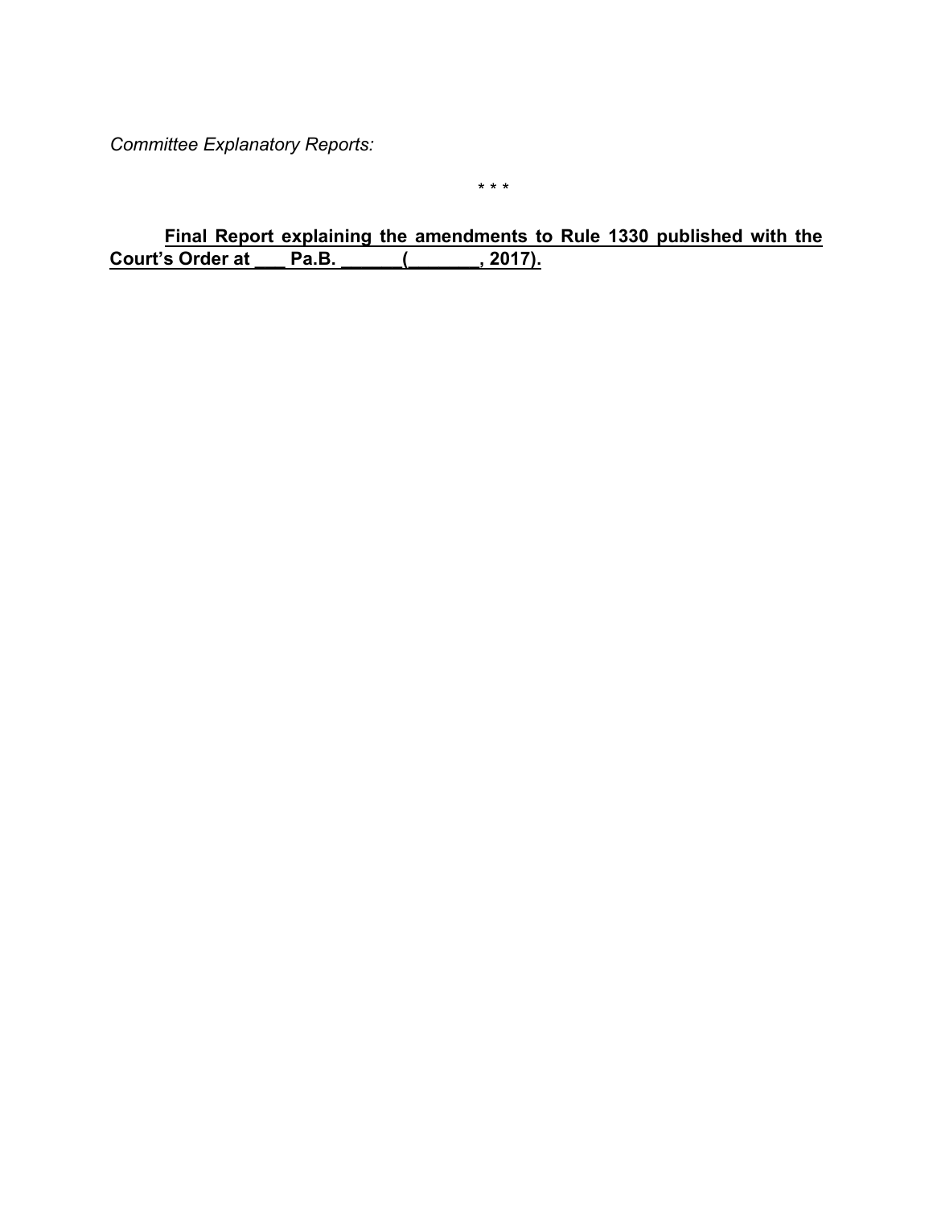*Committee Explanatory Reports:*

\* \* \*

<u>**Final Report explaining the amendments to Rule 1330 published with the Court's Order at ___ Pa.B. ______(_______, 2017).**</u>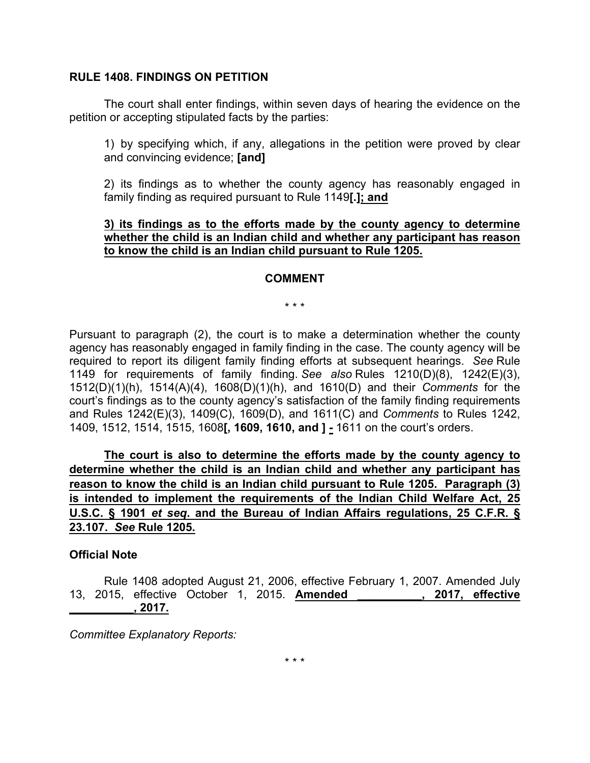**RULE 1408. FINDINGS ON PETITION**

The court shall enter findings, within seven days of hearing the evidence on the petition or accepting stipulated facts by the parties:

> 1) by specifying which, if any, allegations in the petition were proved by clear and convincing evidence; **[and]**
>
> 2) its findings as to whether the county agency has reasonably engaged in family finding as required pursuant to Rule 1149**[.]**<u>**; and**</u>
>
> <u>**3) its findings as to the efforts made by the county agency to determine whether the child is an Indian child and whether any participant has reason to know the child is an Indian child pursuant to Rule 1205.**</u>

**COMMENT**

\* \* \*

Pursuant to paragraph (2), the court is to make a determination whether the county agency has reasonably engaged in family finding in the case. The county agency will be required to report its diligent family finding efforts at subsequent hearings. *See* Rule 1149 for requirements of family finding. *See also* Rules 1210(D)(8), 1242(E)(3), 1512(D)(1)(h), 1514(A)(4), 1608(D)(1)(h), and 1610(D) and their *Comments* for the court's findings as to the county agency's satisfaction of the family finding requirements and Rules 1242(E)(3), 1409(C), 1609(D), and 1611(C) and *Comments* to Rules 1242, 1409, 1512, 1514, 1515, 1608**[, 1609, 1610, and ]** <u>**-**</u> 1611 on the court's orders.

<u>**The court is also to determine the efforts made by the county agency to determine whether the child is an Indian child and whether any participant has reason to know the child is an Indian child pursuant to Rule 1205. Paragraph (3) is intended to implement the requirements of the Indian Child Welfare Act, 25 U.S.C. § 1901 *et seq*. and the Bureau of Indian Affairs regulations, 25 C.F.R. § 23.107. *See* Rule 1205.**</u>

**Official Note**

Rule 1408 adopted August 21, 2006, effective February 1, 2007. Amended July 13, 2015, effective October 1, 2015. <u>**Amended __________, 2017, effective __________, 2017.**</u>

*Committee Explanatory Reports:*

\* \* \*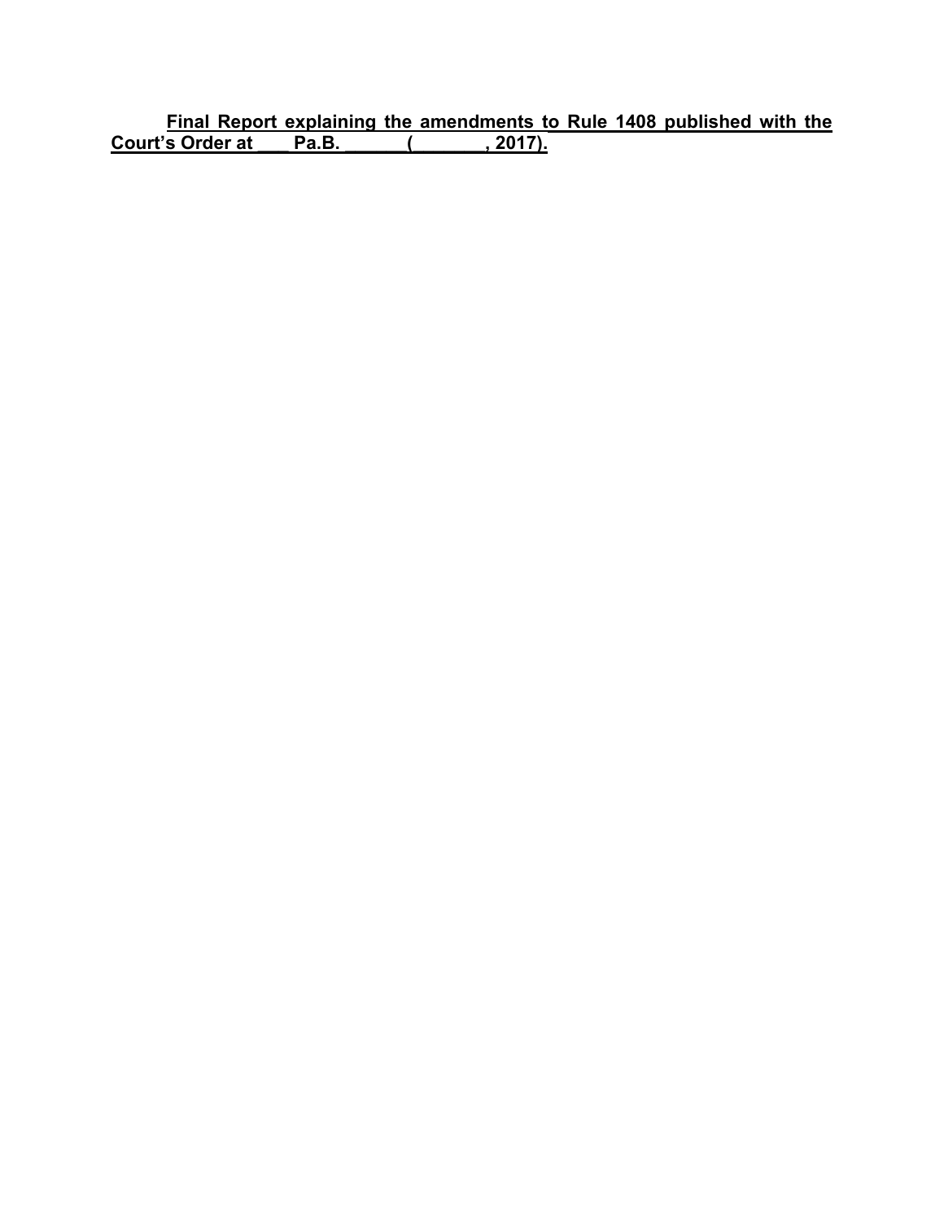**Final Report explaining the amendments to Rule 1408 published with the Court's Order at ___ Pa.B. ______(_______, 2017).**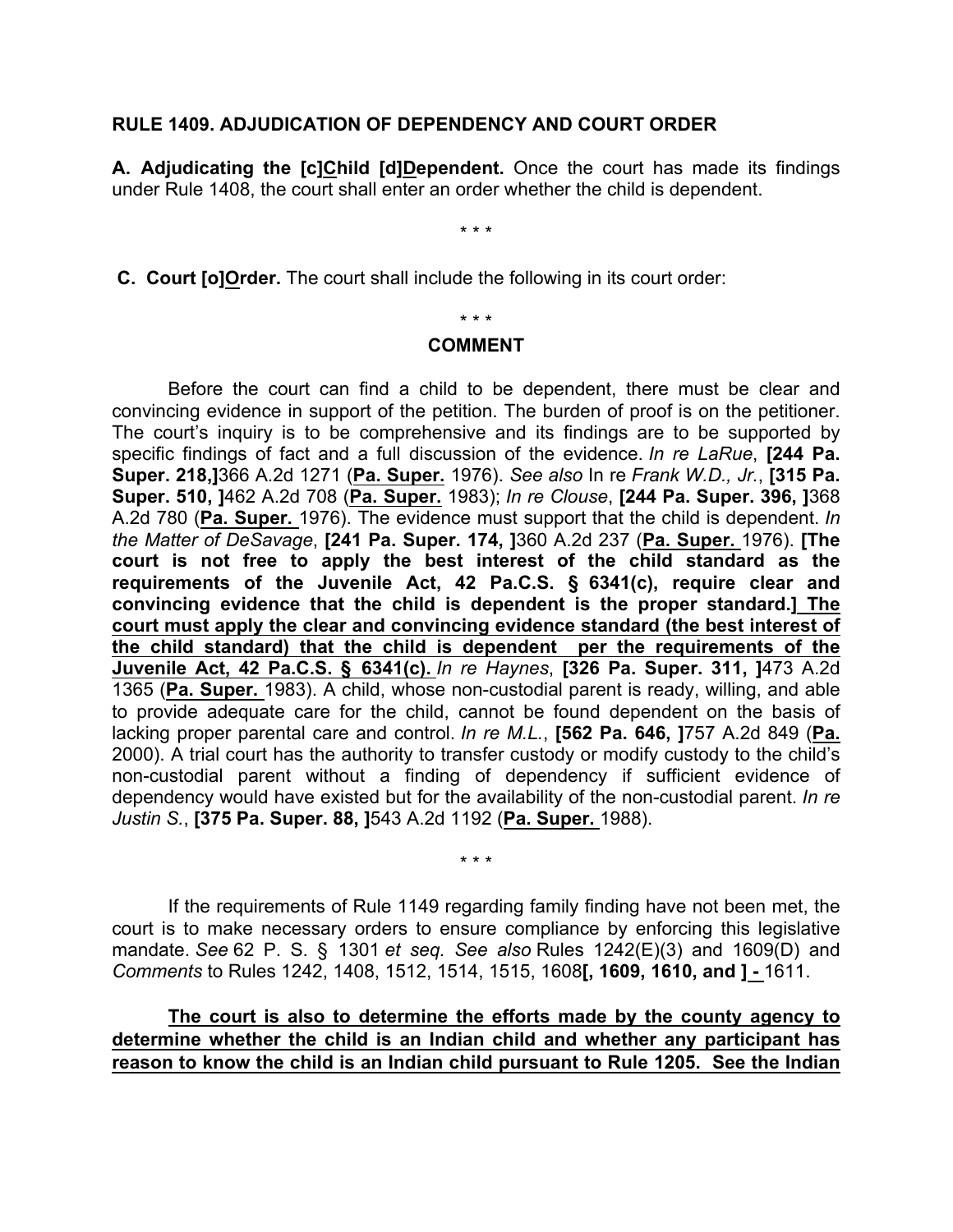**RULE 1409. ADJUDICATION OF DEPENDENCY AND COURT ORDER**

**A. Adjudicating the [c]Child [d]Dependent.** Once the court has made its findings under Rule 1408, the court shall enter an order whether the child is dependent.

\* \* \*

**C. Court [o]Order.** The court shall include the following in its court order:

\* \* \*

**COMMENT**

Before the court can find a child to be dependent, there must be clear and convincing evidence in support of the petition. The burden of proof is on the petitioner. The court's inquiry is to be comprehensive and its findings are to be supported by specific findings of fact and a full discussion of the evidence. *In re LaRue*, **[244 Pa. Super. 218,]**366 A.2d 1271 (**Pa. Super.** 1976). *See also* In re *Frank W.D., Jr.*, **[315 Pa. Super. 510, ]**462 A.2d 708 (**Pa. Super.** 1983); *In re Clouse*, **[244 Pa. Super. 396, ]**368 A.2d 780 (**Pa. Super.** 1976). The evidence must support that the child is dependent. *In the Matter of DeSavage*, **[241 Pa. Super. 174, ]**360 A.2d 237 (**Pa. Super.** 1976). **[The court is not free to apply the best interest of the child standard as the requirements of the Juvenile Act, 42 Pa.C.S. § 6341(c), require clear and convincing evidence that the child is dependent is the proper standard.] The court must apply the clear and convincing evidence standard (the best interest of the child standard) that the child is dependent per the requirements of the Juvenile Act, 42 Pa.C.S. § 6341(c).** *In re Haynes*, **[326 Pa. Super. 311, ]**473 A.2d 1365 (**Pa. Super.** 1983). A child, whose non-custodial parent is ready, willing, and able to provide adequate care for the child, cannot be found dependent on the basis of lacking proper parental care and control. *In re M.L.*, **[562 Pa. 646, ]**757 A.2d 849 (**Pa.** 2000). A trial court has the authority to transfer custody or modify custody to the child's non-custodial parent without a finding of dependency if sufficient evidence of dependency would have existed but for the availability of the non-custodial parent. *In re Justin S.*, **[375 Pa. Super. 88, ]**543 A.2d 1192 (**Pa. Super.** 1988).

\* \* \*

If the requirements of Rule 1149 regarding family finding have not been met, the court is to make necessary orders to ensure compliance by enforcing this legislative mandate. *See* 62 P. S. § 1301 *et seq. See also* Rules 1242(E)(3) and 1609(D) and *Comments* to Rules 1242, 1408, 1512, 1514, 1515, 1608**[, 1609, 1610, and ] -** 1611.

**The court is also to determine the efforts made by the county agency to determine whether the child is an Indian child and whether any participant has reason to know the child is an Indian child pursuant to Rule 1205. See the Indian**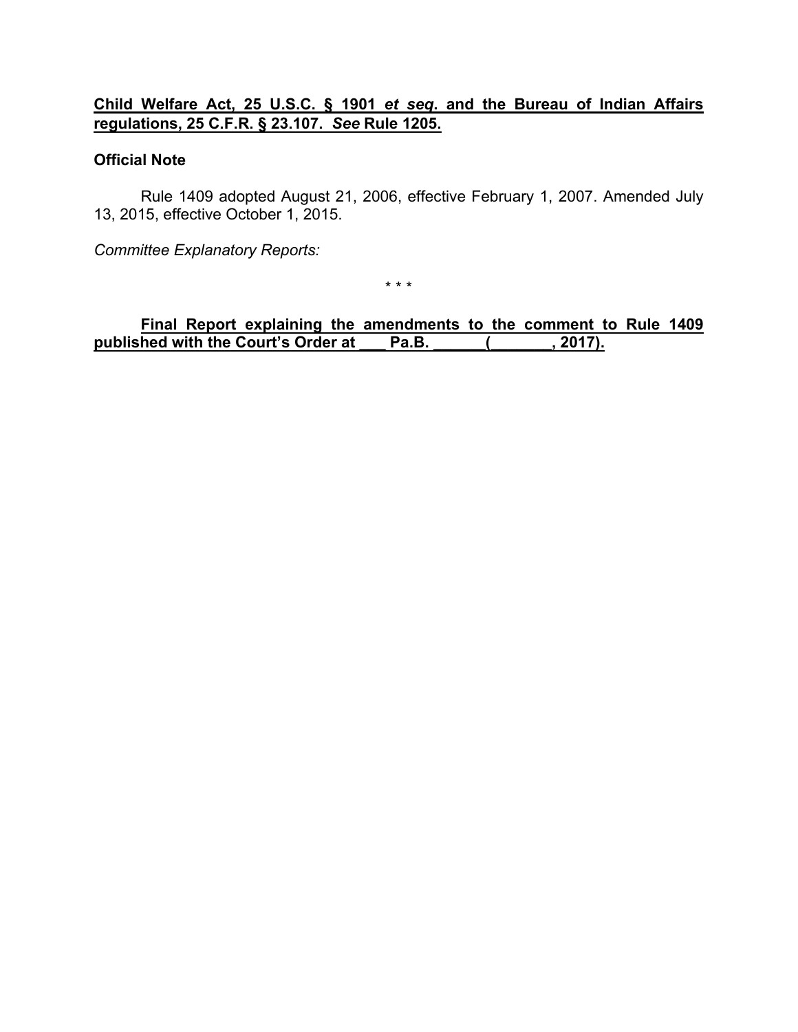**Child Welfare Act, 25 U.S.C. § 1901 *et seq*. and the Bureau of Indian Affairs regulations, 25 C.F.R. § 23.107. *See* Rule 1205.**

**Official Note**

Rule 1409 adopted August 21, 2006, effective February 1, 2007. Amended July 13, 2015, effective October 1, 2015.

*Committee Explanatory Reports:*

\* \* \*

**Final Report explaining the amendments to the comment to Rule 1409 published with the Court's Order at ___ Pa.B. ______(_______, 2017).**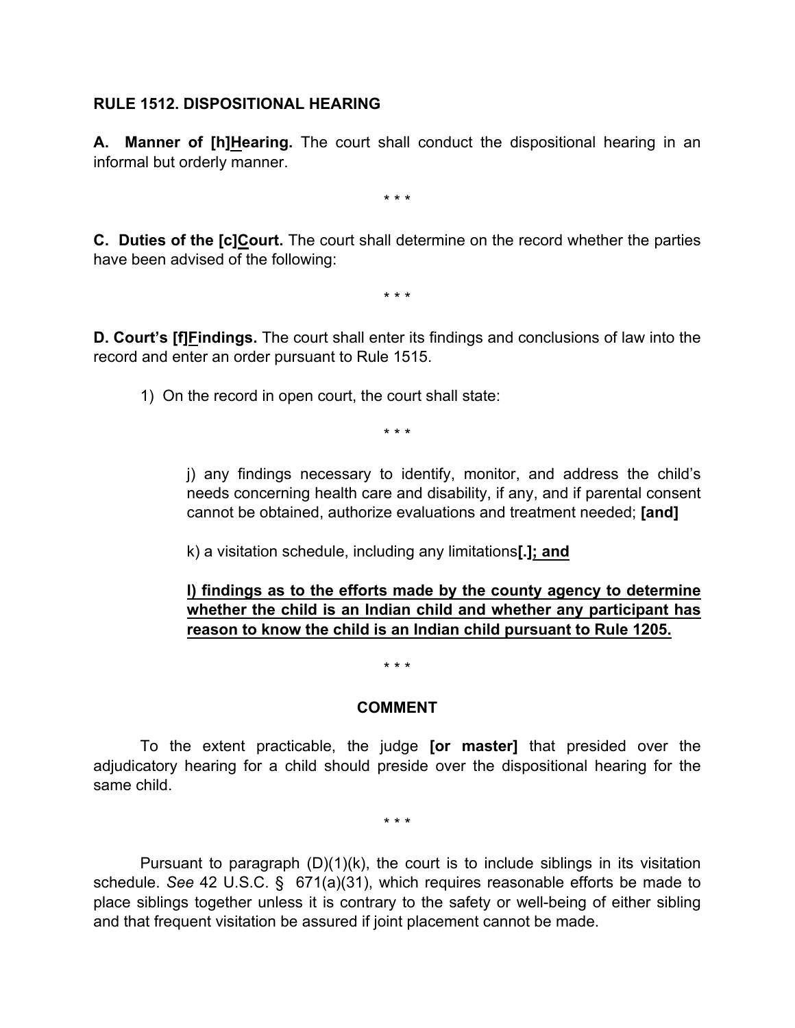**RULE 1512. DISPOSITIONAL HEARING**

**A. Manner of [h]<u>H</u>earing.** The court shall conduct the dispositional hearing in an informal but orderly manner.

\* \* \*

**C. Duties of the [c]<u>C</u>ourt.** The court shall determine on the record whether the parties have been advised of the following:

\* \* \*

**D. Court's [f]<u>F</u>indings.** The court shall enter its findings and conclusions of law into the record and enter an order pursuant to Rule 1515.

1) On the record in open court, the court shall state:

\* \* \*

j) any findings necessary to identify, monitor, and address the child's needs concerning health care and disability, if any, and if parental consent cannot be obtained, authorize evaluations and treatment needed; **[and]**

k) a visitation schedule, including any limitations**[.]<u>; and</u>**

**<u>l) findings as to the efforts made by the county agency to determine whether the child is an Indian child and whether any participant has reason to know the child is an Indian child pursuant to Rule 1205.</u>**

\* \* \*

**COMMENT**

To the extent practicable, the judge **[or master]** that presided over the adjudicatory hearing for a child should preside over the dispositional hearing for the same child.

\* \* \*

Pursuant to paragraph (D)(1)(k), the court is to include siblings in its visitation schedule. *See* 42 U.S.C. § 671(a)(31), which requires reasonable efforts be made to place siblings together unless it is contrary to the safety or well-being of either sibling and that frequent visitation be assured if joint placement cannot be made.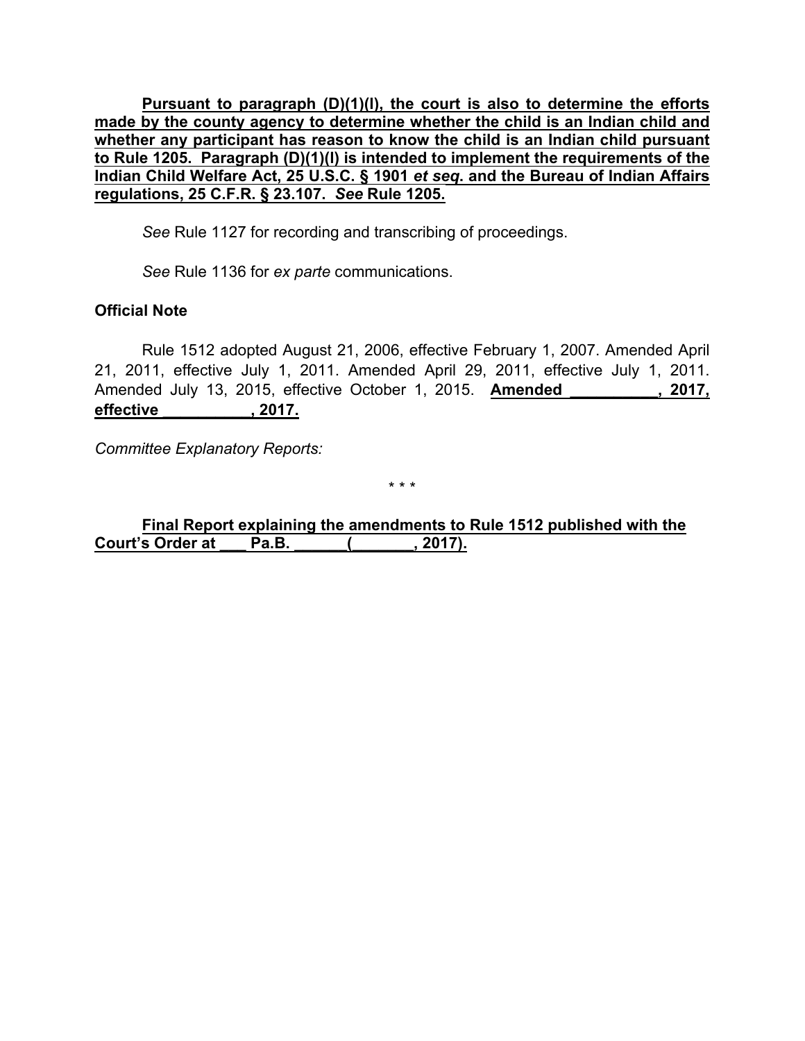**<u>Pursuant to paragraph (D)(1)(l), the court is also to determine the efforts made by the county agency to determine whether the child is an Indian child and whether any participant has reason to know the child is an Indian child pursuant to Rule 1205. Paragraph (D)(1)(l) is intended to implement the requirements of the Indian Child Welfare Act, 25 U.S.C. § 1901 *et seq*. and the Bureau of Indian Affairs regulations, 25 C.F.R. § 23.107. *See* Rule 1205.</u>**

*See* Rule 1127 for recording and transcribing of proceedings.

*See* Rule 1136 for *ex parte* communications.

**Official Note**

Rule 1512 adopted August 21, 2006, effective February 1, 2007. Amended April 21, 2011, effective July 1, 2011. Amended April 29, 2011, effective July 1, 2011. Amended July 13, 2015, effective October 1, 2015. **<u>Amended ___________, 2017, effective ___________, 2017.</u>**

*Committee Explanatory Reports:*

\* \* \*

**<u>Final Report explaining the amendments to Rule 1512 published with the Court's Order at ___ Pa.B. ______(_______, 2017).</u>**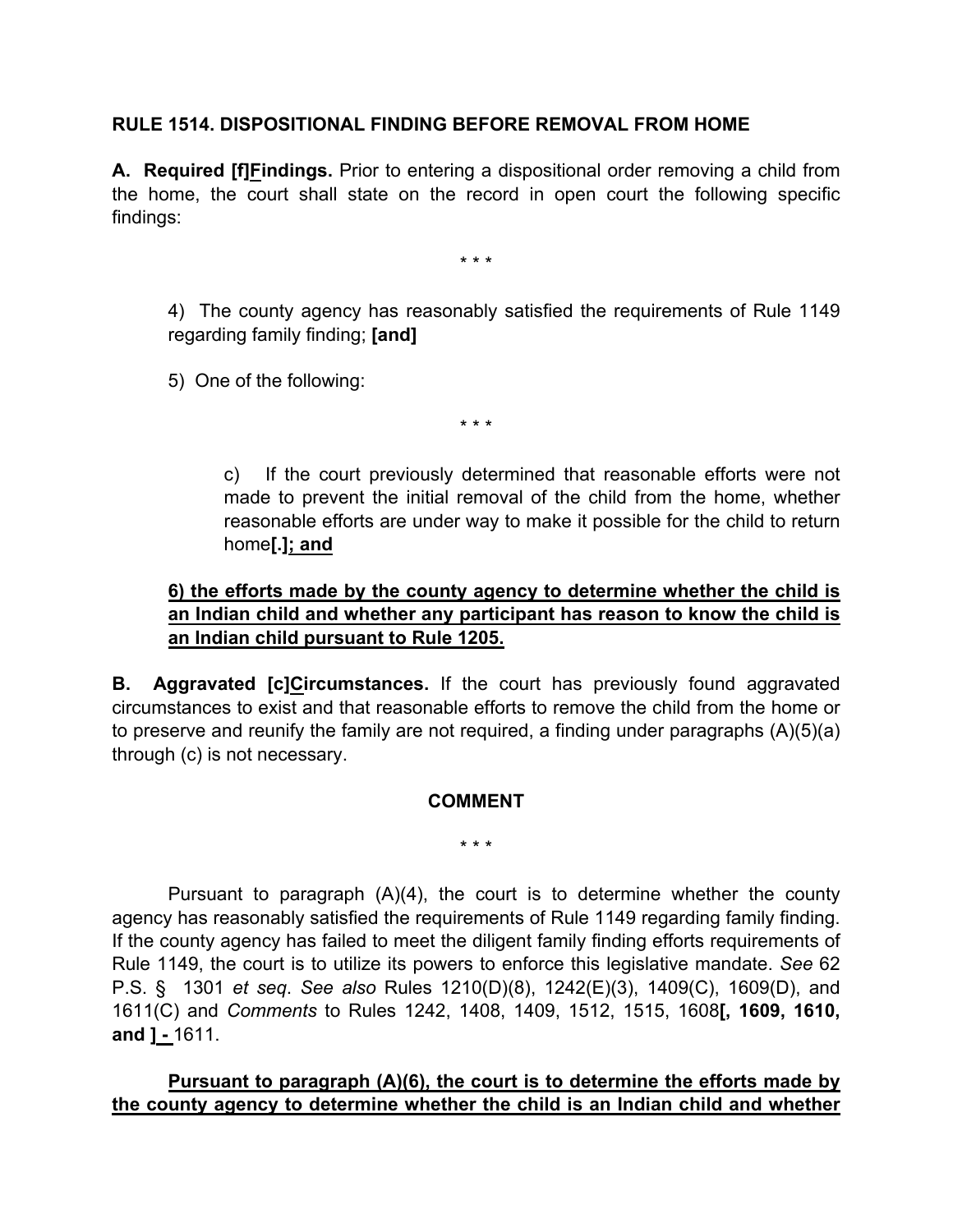**RULE 1514. DISPOSITIONAL FINDING BEFORE REMOVAL FROM HOME**

**A. Required [f]<u>F</u>indings.** Prior to entering a dispositional order removing a child from the home, the court shall state on the record in open court the following specific findings:

\* \* \*

4) The county agency has reasonably satisfied the requirements of Rule 1149 regarding family finding; **[and]**

5) One of the following:

\* \* \*

c) If the court previously determined that reasonable efforts were not made to prevent the initial removal of the child from the home, whether reasonable efforts are under way to make it possible for the child to return home**[.]**<u>; and</u>

<u>**6) the efforts made by the county agency to determine whether the child is an Indian child and whether any participant has reason to know the child is an Indian child pursuant to Rule 1205.**</u>

**B. Aggravated [c]<u>C</u>ircumstances.** If the court has previously found aggravated circumstances to exist and that reasonable efforts to remove the child from the home or to preserve and reunify the family are not required, a finding under paragraphs (A)(5)(a) through (c) is not necessary.

**COMMENT**

\* \* \*

Pursuant to paragraph (A)(4), the court is to determine whether the county agency has reasonably satisfied the requirements of Rule 1149 regarding family finding. If the county agency has failed to meet the diligent family finding efforts requirements of Rule 1149, the court is to utilize its powers to enforce this legislative mandate. *See* 62 P.S. § 1301 *et seq*. *See also* Rules 1210(D)(8), 1242(E)(3), 1409(C), 1609(D), and 1611(C) and *Comments* to Rules 1242, 1408, 1409, 1512, 1515, 1608**[, 1609, 1610, and ]**<u> - </u>1611.

<u>**Pursuant to paragraph (A)(6), the court is to determine the efforts made by the county agency to determine whether the child is an Indian child and whether**</u>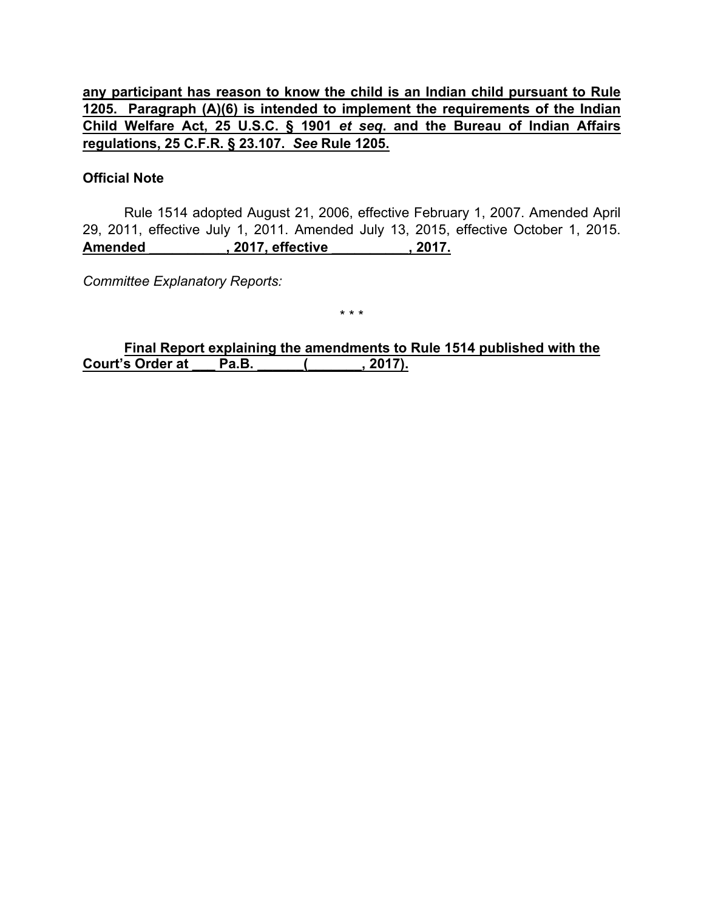**<u>any participant has reason to know the child is an Indian child pursuant to Rule 1205. Paragraph (A)(6) is intended to implement the requirements of the Indian Child Welfare Act, 25 U.S.C. § 1901 *et seq*. and the Bureau of Indian Affairs regulations, 25 C.F.R. § 23.107. *See* Rule 1205.</u>**

**Official Note**

Rule 1514 adopted August 21, 2006, effective February 1, 2007. Amended April 29, 2011, effective July 1, 2011. Amended July 13, 2015, effective October 1, 2015. **<u>Amended __________, 2017, effective __________, 2017.</u>**

*Committee Explanatory Reports:*

\* \* \*

**<u>Final Report explaining the amendments to Rule 1514 published with the Court's Order at ___ Pa.B. ______(_______, 2017).</u>**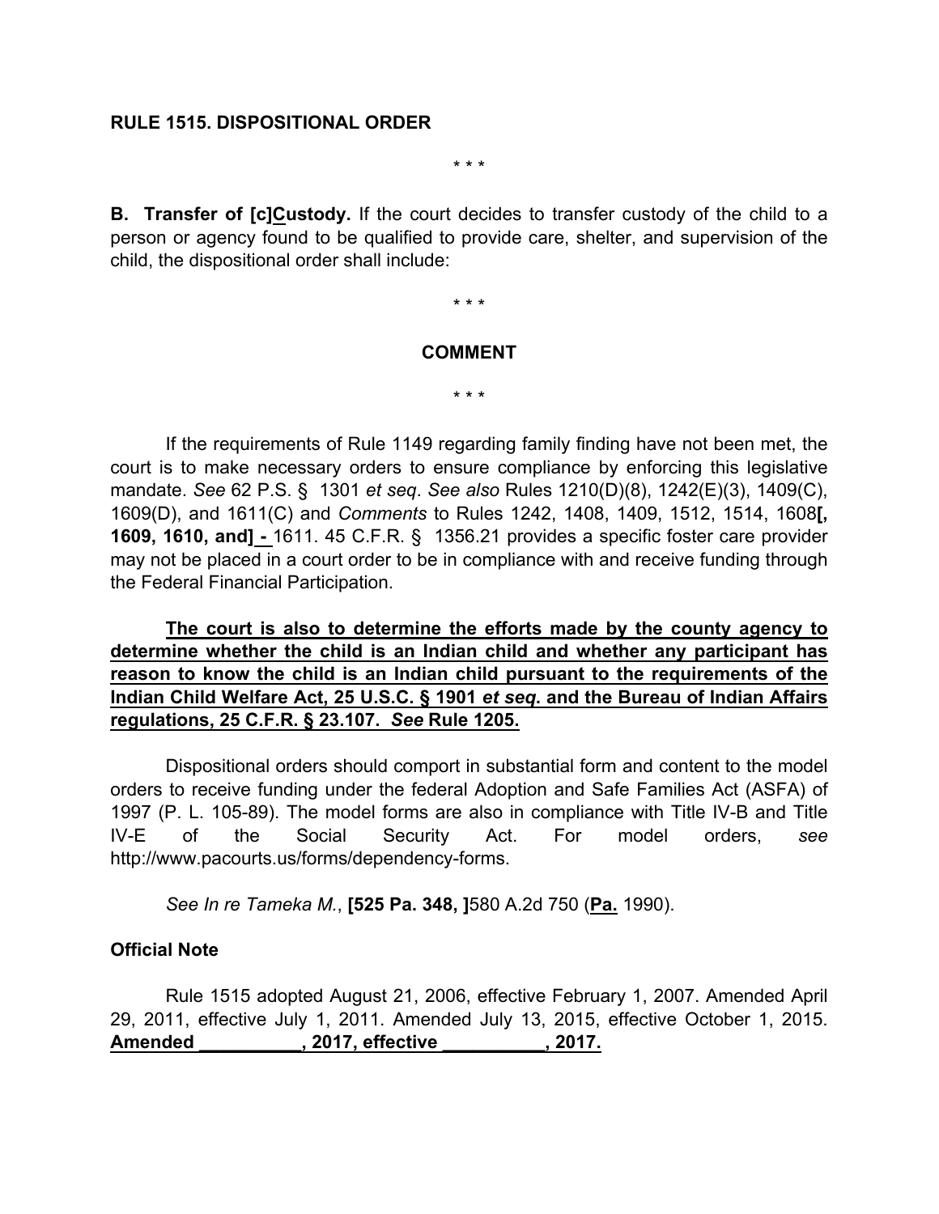**RULE 1515. DISPOSITIONAL ORDER**

\* \* \*

**B. Transfer of [c]<u>C</u>ustody.** If the court decides to transfer custody of the child to a person or agency found to be qualified to provide care, shelter, and supervision of the child, the dispositional order shall include:

\* \* \*

**COMMENT**

\* \* \*

If the requirements of Rule 1149 regarding family finding have not been met, the court is to make necessary orders to ensure compliance by enforcing this legislative mandate. *See* 62 P.S. § 1301 *et seq*. *See also* Rules 1210(D)(8), 1242(E)(3), 1409(C), 1609(D), and 1611(C) and *Comments* to Rules 1242, 1408, 1409, 1512, 1514, 1608**[, 1609, 1610, and]** <u>**-**</u> 1611. 45 C.F.R. § 1356.21 provides a specific foster care provider may not be placed in a court order to be in compliance with and receive funding through the Federal Financial Participation.

<u>**The court is also to determine the efforts made by the county agency to determine whether the child is an Indian child and whether any participant has reason to know the child is an Indian child pursuant to the requirements of the Indian Child Welfare Act, 25 U.S.C. § 1901 *et seq*. and the Bureau of Indian Affairs regulations, 25 C.F.R. § 23.107. *See* Rule 1205.**</u>

Dispositional orders should comport in substantial form and content to the model orders to receive funding under the federal Adoption and Safe Families Act (ASFA) of 1997 (P. L. 105-89). The model forms are also in compliance with Title IV-B and Title IV-E of the Social Security Act. For model orders, *see* http://www.pacourts.us/forms/dependency-forms.

*See In re Tameka M.*, **[525 Pa. 348, ]**580 A.2d 750 (<u>**Pa.**</u> 1990).

**Official Note**

Rule 1515 adopted August 21, 2006, effective February 1, 2007. Amended April 29, 2011, effective July 1, 2011. Amended July 13, 2015, effective October 1, 2015. <u>**Amended \_\_\_\_\_\_\_\_\_\_, 2017, effective \_\_\_\_\_\_\_\_\_\_, 2017.**</u>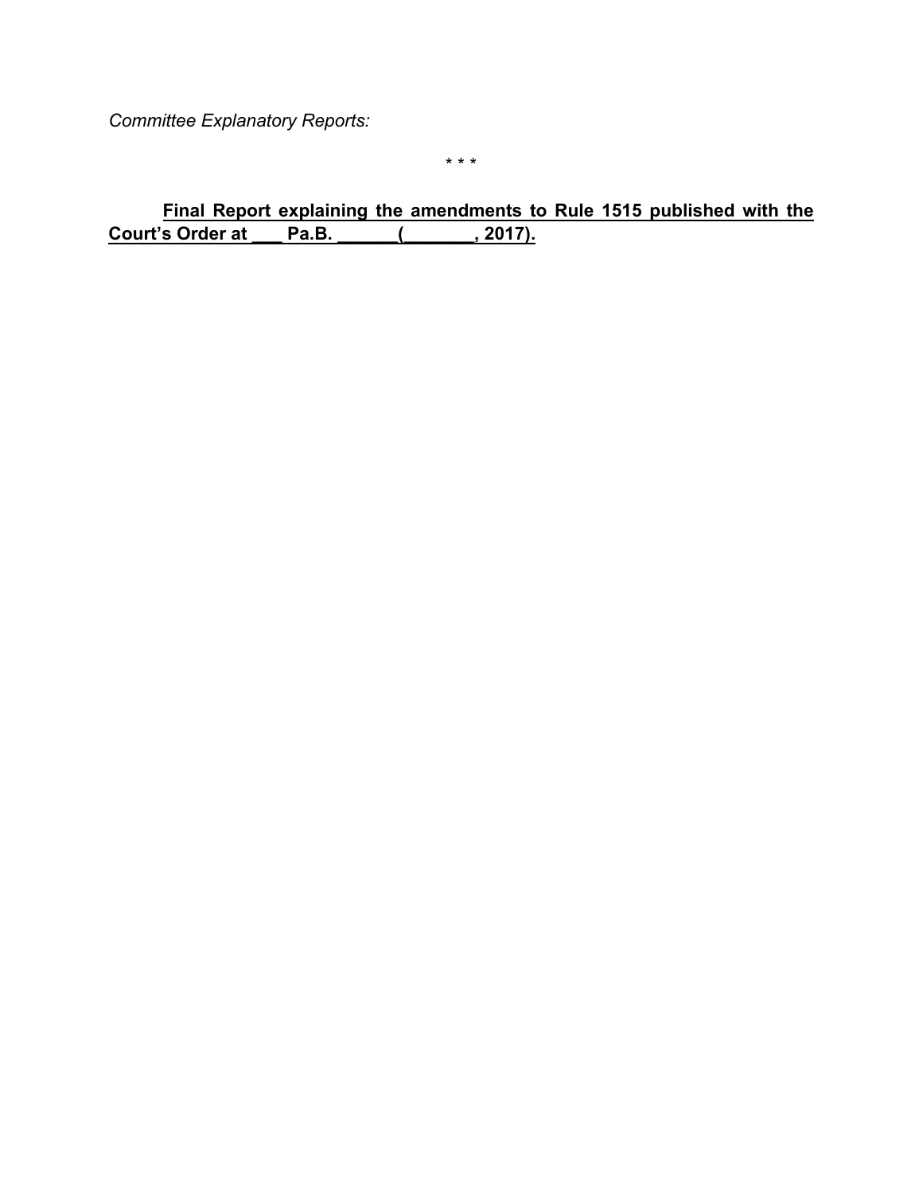*Committee Explanatory Reports:*

\* \* \*

<u>**Final Report explaining the amendments to Rule 1515 published with the Court's Order at ___ Pa.B. ______(_______, 2017).**</u>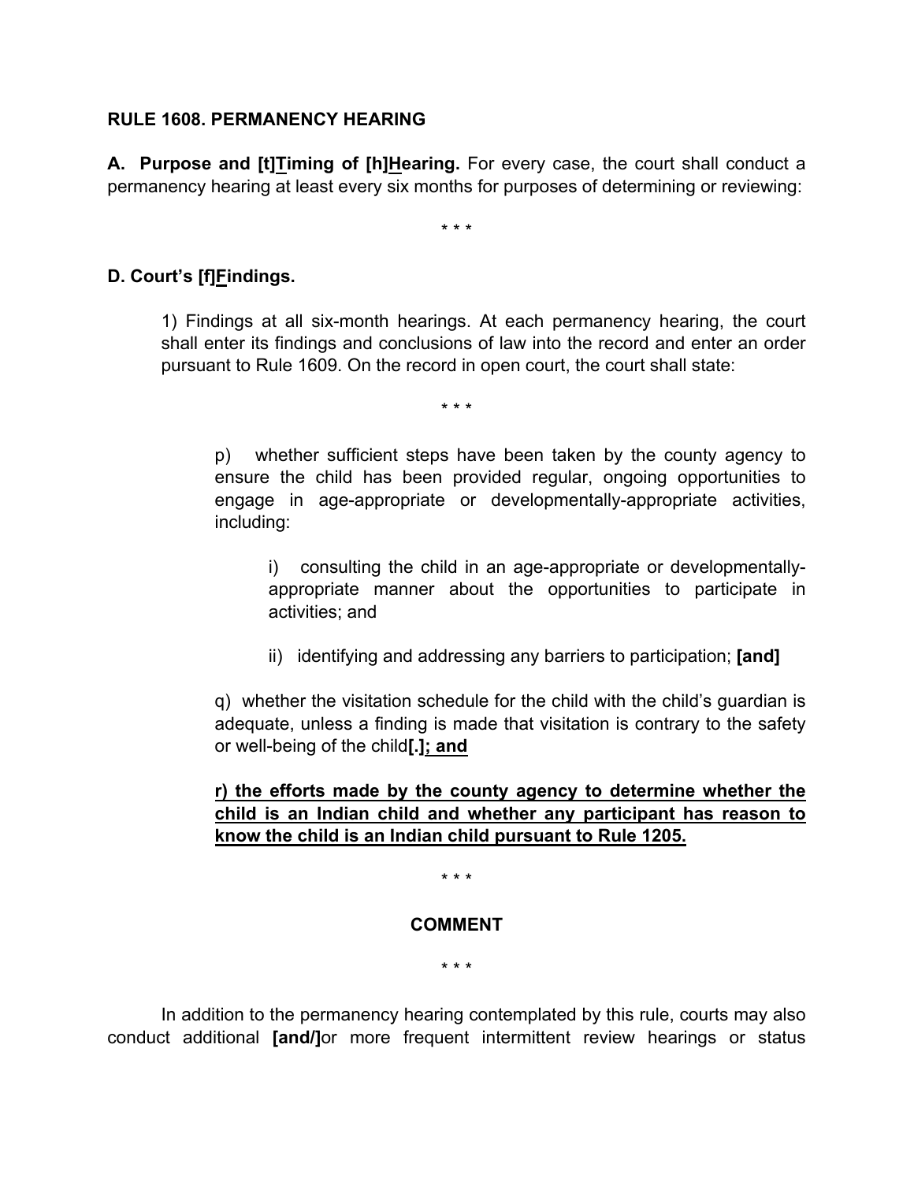**RULE 1608. PERMANENCY HEARING**

**A. Purpose and [t]Timing of [h]Hearing.** For every case, the court shall conduct a permanency hearing at least every six months for purposes of determining or reviewing:

\* \* \*

**D. Court's [f]Findings.**

1) Findings at all six-month hearings. At each permanency hearing, the court shall enter its findings and conclusions of law into the record and enter an order pursuant to Rule 1609. On the record in open court, the court shall state:

\* \* \*

p) whether sufficient steps have been taken by the county agency to ensure the child has been provided regular, ongoing opportunities to engage in age-appropriate or developmentally-appropriate activities, including:

i) consulting the child in an age-appropriate or developmentally-appropriate manner about the opportunities to participate in activities; and

ii) identifying and addressing any barriers to participation; **[and]**

q) whether the visitation schedule for the child with the child's guardian is adequate, unless a finding is made that visitation is contrary to the safety or well-being of the child**[.]**<u>**; and**</u>

<u>**r) the efforts made by the county agency to determine whether the child is an Indian child and whether any participant has reason to know the child is an Indian child pursuant to Rule 1205.**</u>

\* \* \*

**COMMENT**

\* \* \*

In addition to the permanency hearing contemplated by this rule, courts may also conduct additional **[and/]**or more frequent intermittent review hearings or status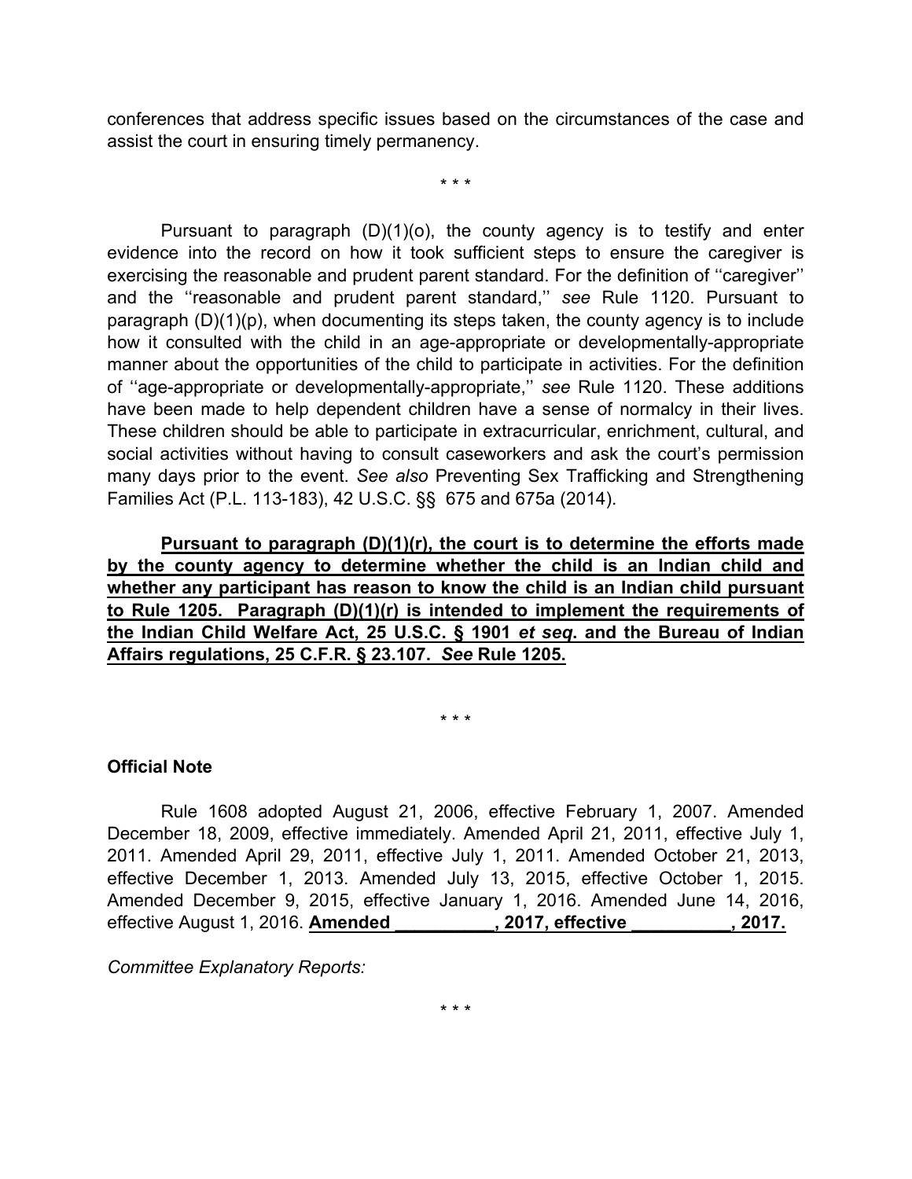conferences that address specific issues based on the circumstances of the case and assist the court in ensuring timely permanency.

\* \* \*

Pursuant to paragraph (D)(1)(o), the county agency is to testify and enter evidence into the record on how it took sufficient steps to ensure the caregiver is exercising the reasonable and prudent parent standard. For the definition of ''caregiver'' and the ''reasonable and prudent parent standard,'' *see* Rule 1120. Pursuant to paragraph (D)(1)(p), when documenting its steps taken, the county agency is to include how it consulted with the child in an age-appropriate or developmentally-appropriate manner about the opportunities of the child to participate in activities. For the definition of ''age-appropriate or developmentally-appropriate,'' *see* Rule 1120. These additions have been made to help dependent children have a sense of normalcy in their lives. These children should be able to participate in extracurricular, enrichment, cultural, and social activities without having to consult caseworkers and ask the court's permission many days prior to the event. *See also* Preventing Sex Trafficking and Strengthening Families Act (P.L. 113-183), 42 U.S.C. §§ 675 and 675a (2014).

<u>**Pursuant to paragraph (D)(1)(r), the court is to determine the efforts made by the county agency to determine whether the child is an Indian child and whether any participant has reason to know the child is an Indian child pursuant to Rule 1205. Paragraph (D)(1)(r) is intended to implement the requirements of the Indian Child Welfare Act, 25 U.S.C. § 1901 *et seq*. and the Bureau of Indian Affairs regulations, 25 C.F.R. § 23.107. *See* Rule 1205.**</u>

\* \* \*

**Official Note**

Rule 1608 adopted August 21, 2006, effective February 1, 2007. Amended December 18, 2009, effective immediately. Amended April 21, 2011, effective July 1, 2011. Amended April 29, 2011, effective July 1, 2011. Amended October 21, 2013, effective December 1, 2013. Amended July 13, 2015, effective October 1, 2015. Amended December 9, 2015, effective January 1, 2016. Amended June 14, 2016, effective August 1, 2016. <u>**Amended \_\_\_\_\_\_\_\_\_\_, 2017, effective \_\_\_\_\_\_\_\_\_\_, 2017.**</u>

*Committee Explanatory Reports:*

\* \* \*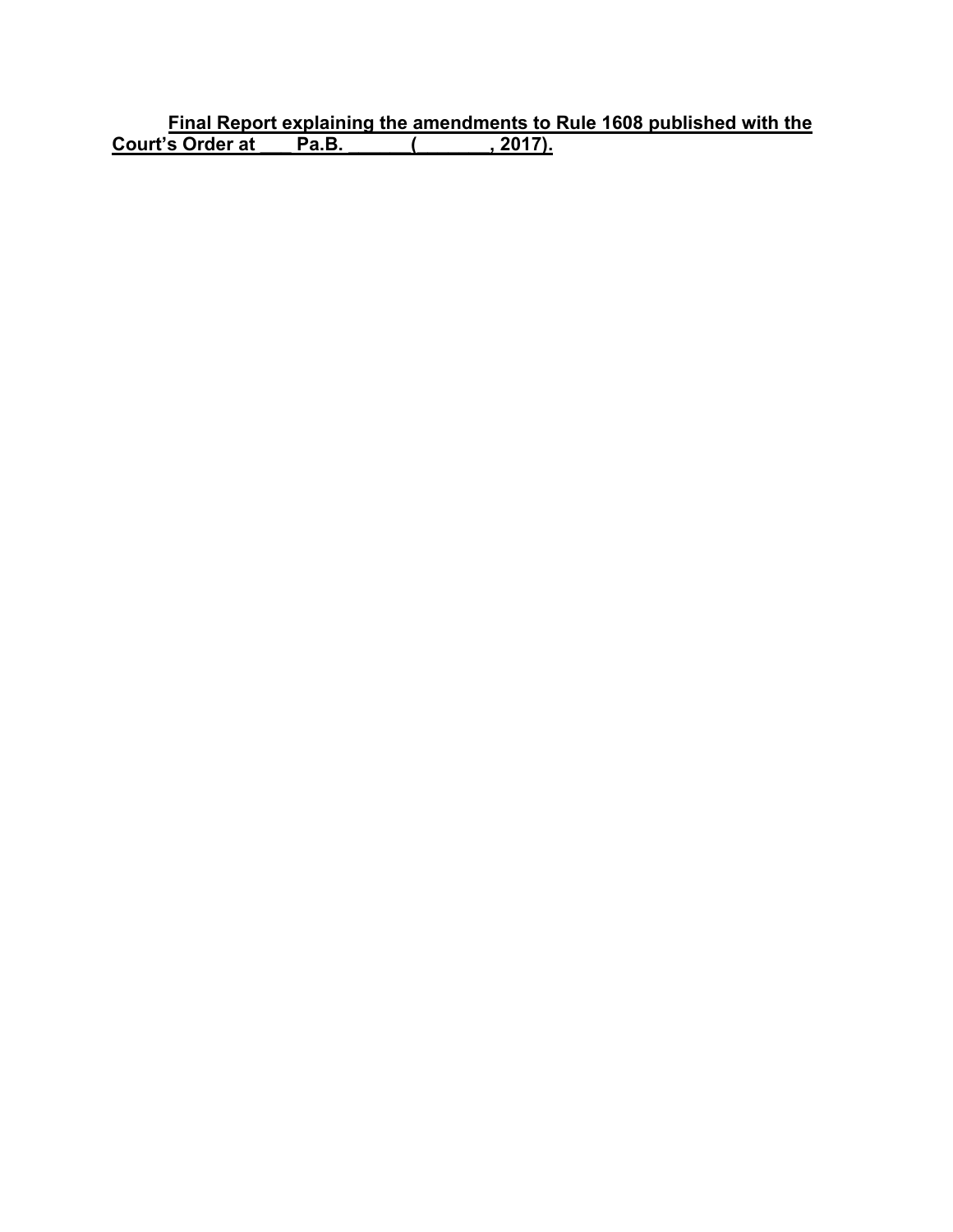**Final Report explaining the amendments to Rule 1608 published with the Court's Order at ___ Pa.B. ______(_______, 2017).**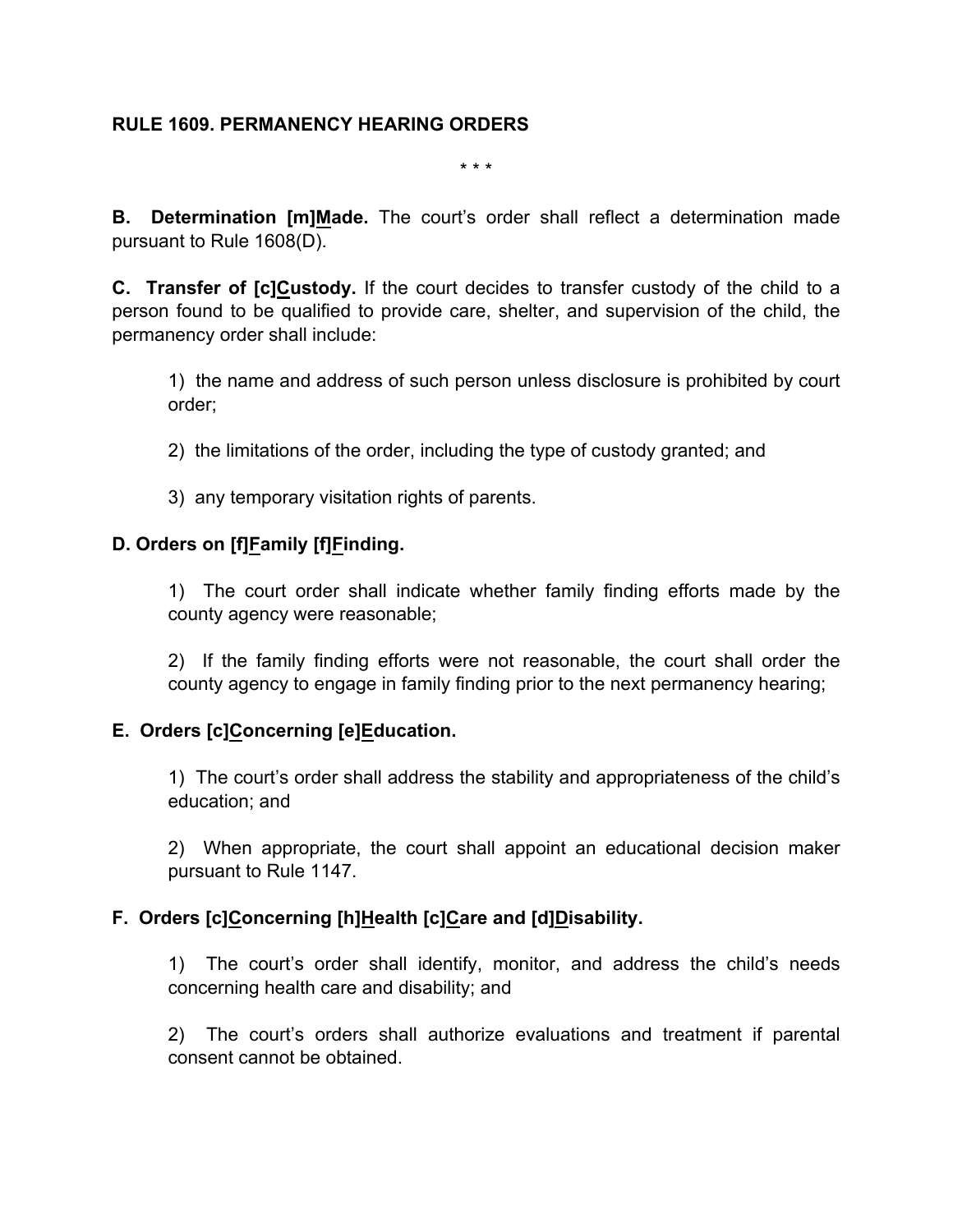**RULE 1609. PERMANENCY HEARING ORDERS**

\* \* \*

**B. Determination [m]<u>M</u>ade.** The court's order shall reflect a determination made pursuant to Rule 1608(D).

**C. Transfer of [c]<u>C</u>ustody.** If the court decides to transfer custody of the child to a person found to be qualified to provide care, shelter, and supervision of the child, the permanency order shall include:

1) the name and address of such person unless disclosure is prohibited by court order;

2) the limitations of the order, including the type of custody granted; and

3) any temporary visitation rights of parents.

**D. Orders on [f]<u>F</u>amily [f]<u>F</u>inding.**

1) The court order shall indicate whether family finding efforts made by the county agency were reasonable;

2) If the family finding efforts were not reasonable, the court shall order the county agency to engage in family finding prior to the next permanency hearing;

**E. Orders [c]<u>C</u>oncerning [e]<u>E</u>ducation.**

1) The court's order shall address the stability and appropriateness of the child's education; and

2) When appropriate, the court shall appoint an educational decision maker pursuant to Rule 1147.

**F. Orders [c]<u>C</u>oncerning [h]<u>H</u>ealth [c]<u>C</u>are and [d]<u>D</u>isability.**

1) The court's order shall identify, monitor, and address the child's needs concerning health care and disability; and

2) The court's orders shall authorize evaluations and treatment if parental consent cannot be obtained.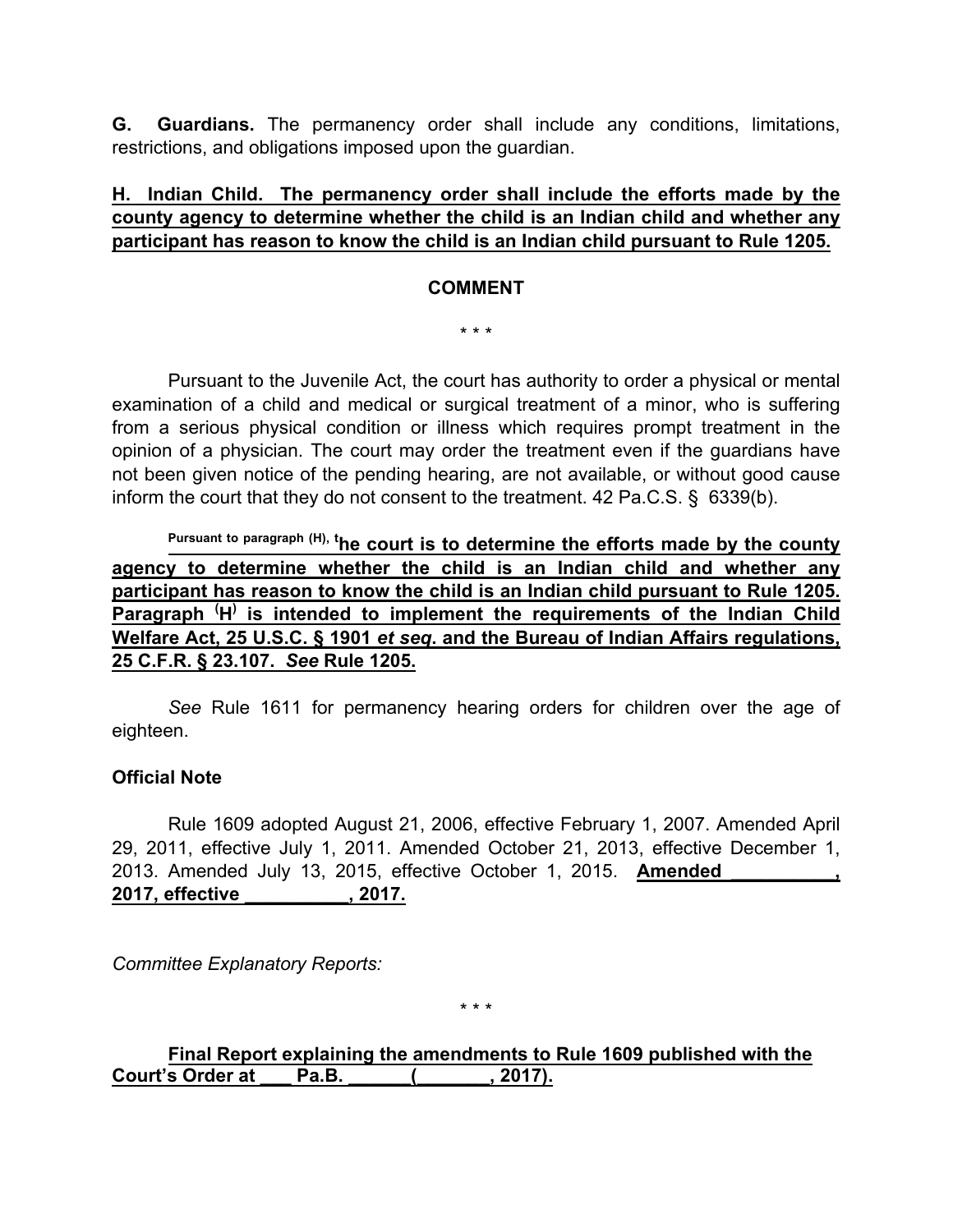**G. Guardians.** The permanency order shall include any conditions, limitations, restrictions, and obligations imposed upon the guardian.

**H. Indian Child. The permanency order shall include the efforts made by the county agency to determine whether the child is an Indian child and whether any participant has reason to know the child is an Indian child pursuant to Rule 1205.**

**COMMENT**

\* \* \*

Pursuant to the Juvenile Act, the court has authority to order a physical or mental examination of a child and medical or surgical treatment of a minor, who is suffering from a serious physical condition or illness which requires prompt treatment in the opinion of a physician. The court may order the treatment even if the guardians have not been given notice of the pending hearing, are not available, or without good cause inform the court that they do not consent to the treatment. 42 Pa.C.S. § 6339(b).

**Pursuant to paragraph (H), the court is to determine the efforts made by the county agency to determine whether the child is an Indian child and whether any participant has reason to know the child is an Indian child pursuant to Rule 1205. Paragraph (H) is intended to implement the requirements of the Indian Child Welfare Act, 25 U.S.C. § 1901 *et seq*. and the Bureau of Indian Affairs regulations, 25 C.F.R. § 23.107. *See* Rule 1205.**

*See* Rule 1611 for permanency hearing orders for children over the age of eighteen.

**Official Note**

Rule 1609 adopted August 21, 2006, effective February 1, 2007. Amended April 29, 2011, effective July 1, 2011. Amended October 21, 2013, effective December 1, 2013. Amended July 13, 2015, effective October 1, 2015. **Amended __________, 2017, effective __________, 2017.**

*Committee Explanatory Reports:*

\* \* \*

**Final Report explaining the amendments to Rule 1609 published with the Court's Order at ___ Pa.B. ______(_______, 2017).**